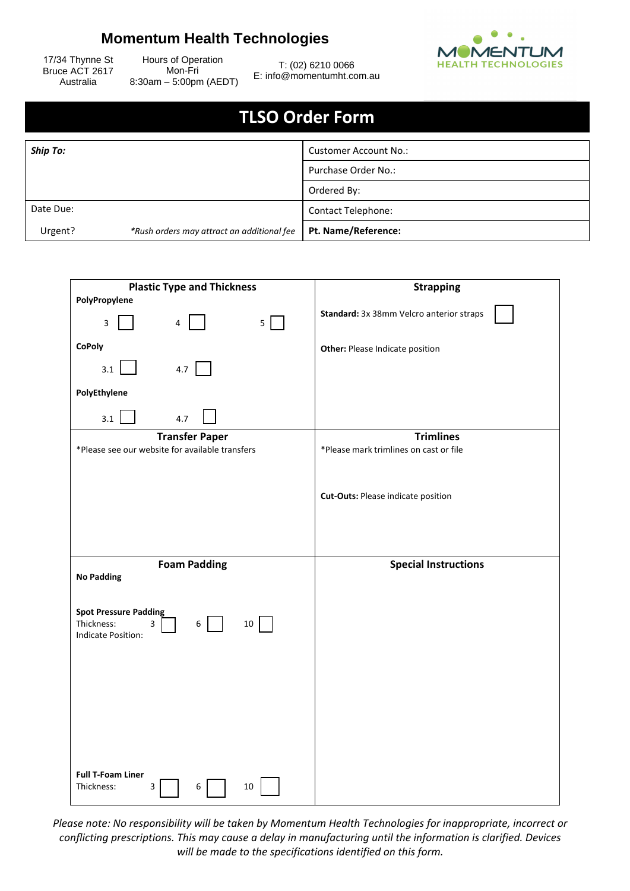# Momentum Health Technologies

17/34 Thynne St
Bruce ACT 2617
Australia

Hours of Operation
Mon-Fri
8:30am – 5:00pm (AEDT)

T: (02) 6210 0066
E: info@momentumht.com.au

MOMENTUM HEALTH TECHNOLOGIES

## TLSO Order Form

| ***Ship To:*** | Customer Account No.: |
|---|---|
| | Purchase Order No.: |
| | Ordered By: |
| Date Due: | Contact Telephone: |
| Urgent? *\*Rush orders may attract an additional fee* | **Pt. Name/Reference:** |

| Plastic Type and Thickness | Strapping |
|---|---|
| **PolyPropylene**<br>3 ☐ 4 ☐ 5 ☐<br>**CoPoly**<br>3.1 ☐ 4.7 ☐<br>**PolyEthylene**<br>3.1 ☐ 4.7 ☐ | **Standard:** 3x 38mm Velcro anterior straps ☐<br>**Other:** Please Indicate position |
| **Transfer Paper**<br>\*Please see our website for available transfers | **Trimlines**<br>\*Please mark trimlines on cast or file<br>**Cut-Outs:** Please indicate position |
| **Foam Padding**<br>**No Padding**<br>**Spot Pressure Padding**<br>Thickness: 3 ☐ 6 ☐ 10 ☐<br>Indicate Position:<br>**Full T-Foam Liner**<br>Thickness: 3 ☐ 6 ☐ 10 ☐ | **Special Instructions** |

*Please note: No responsibility will be taken by Momentum Health Technologies for inappropriate, incorrect or conflicting prescriptions. This may cause a delay in manufacturing until the information is clarified. Devices will be made to the specifications identified on this form.*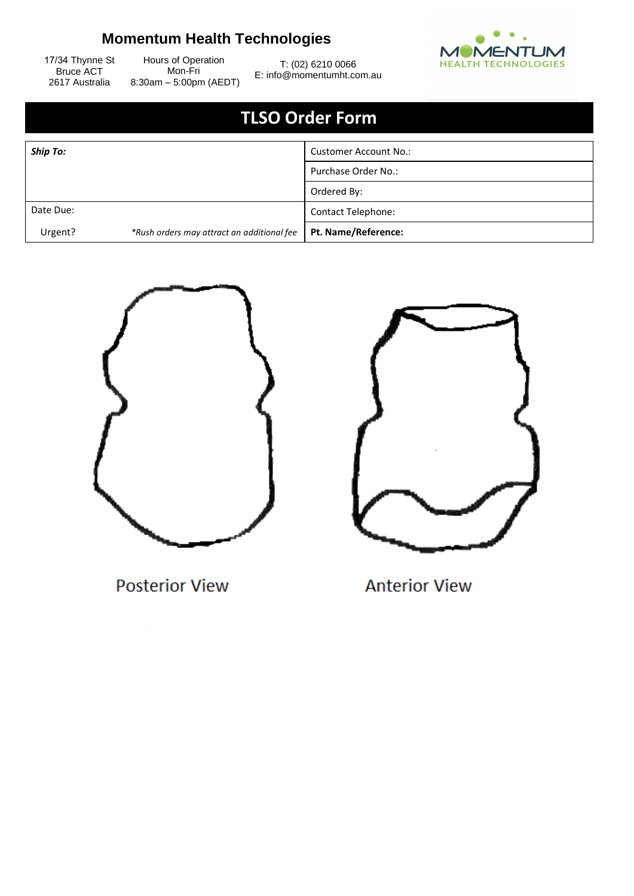## Momentum Health Technologies

17/34 Thynne St
Bruce ACT
2617 Australia

Hours of Operation
Mon-Fri
8:30am – 5:00pm (AEDT)

T: (02) 6210 0066
E: info@momentumht.com.au

# TLSO Order Form

| | |
|---|---|
| ***Ship To:*** | Customer Account No.: |
| | Purchase Order No.: |
| | Ordered By: |
| Date Due: | Contact Telephone: |
| Urgent? *\*Rush orders may attract an additional fee* | **Pt. Name/Reference:** |

Posterior View

Anterior View